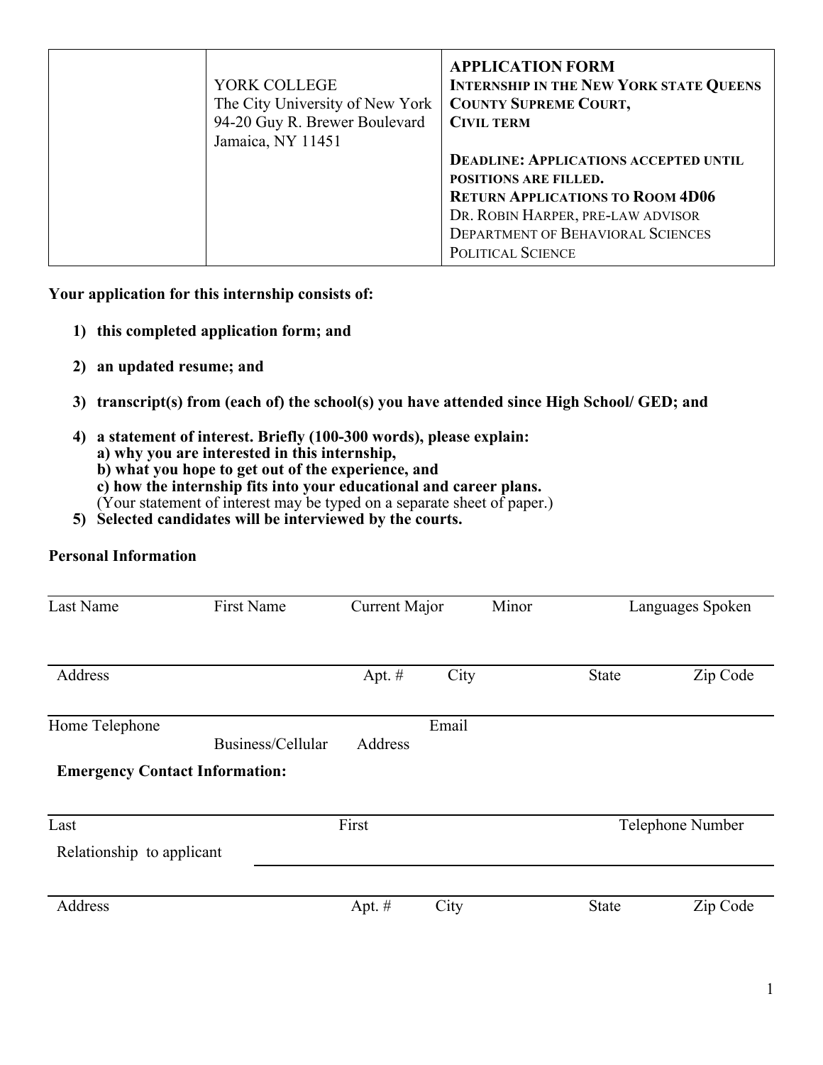| | YORK COLLEGE<br>The City University of New York<br>94-20 Guy R. Brewer Boulevard<br>Jamaica, NY 11451 | **APPLICATION FORM**<br>**INTERNSHIP IN THE NEW YORK STATE QUEENS COUNTY SUPREME COURT, CIVIL TERM**<br><br>**DEADLINE: APPLICATIONS ACCEPTED UNTIL POSITIONS ARE FILLED.**<br>**RETURN APPLICATIONS TO ROOM 4D06**<br>DR. ROBIN HARPER, PRE-LAW ADVISOR<br>DEPARTMENT OF BEHAVIORAL SCIENCES<br>POLITICAL SCIENCE |
|---|---|---|

**Your application for this internship consists of:**

1) **this completed application form; and**
2) **an updated resume; and**
3) **transcript(s) from (each of) the school(s) you have attended since High School/ GED; and**
4) **a statement of interest. Briefly (100-300 words), please explain:**
   **a) why you are interested in this internship,**
   **b) what you hope to get out of the experience, and**
   **c) how the internship fits into your educational and career plans.**
   (Your statement of interest may be typed on a separate sheet of paper.)
5) **Selected candidates will be interviewed by the courts.**

**Personal Information**

| Last Name | First Name | Current Major | Minor | Languages Spoken |
|---|---|---|---|---|
| | | | | |

| Address | Apt. # | City | State | Zip Code |
|---|---|---|---|---|
| | | | | |

| Home Telephone | Business/Cellular | Email Address |
|---|---|---|
| | | |

**Emergency Contact Information:**

| Last | First | Telephone Number |
|---|---|---|
| | | |

Relationship to applicant ______________________________

| Address | Apt. # | City | State | Zip Code |
|---|---|---|---|---|
| | | | | |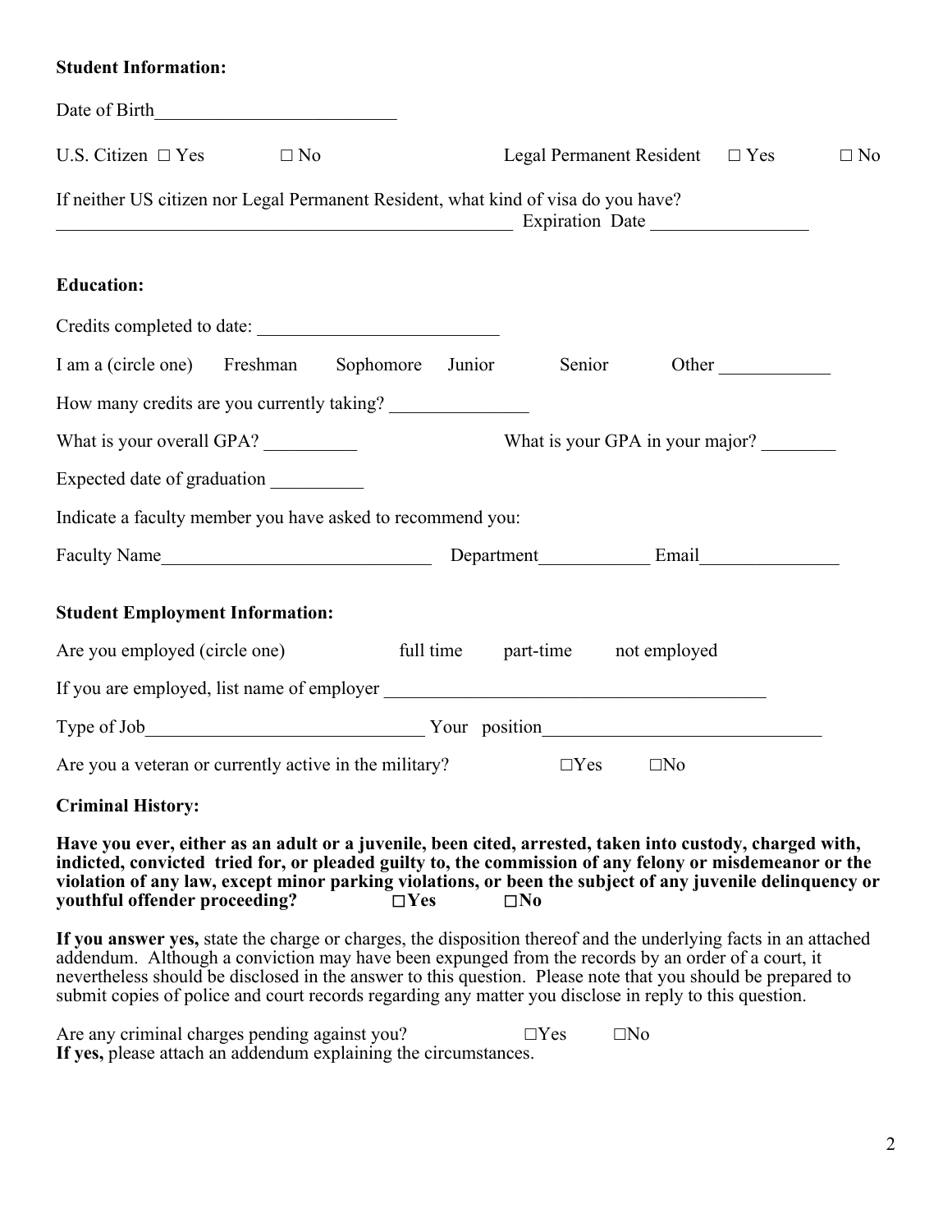**Student Information:**

Date of Birth__________________________

U.S. Citizen ☐ Yes ☐ No Legal Permanent Resident ☐ Yes ☐ No

If neither US citizen nor Legal Permanent Resident, what kind of visa do you have?
__________________________________________________ Expiration Date _________________

**Education:**

Credits completed to date: __________________________

I am a (circle one) Freshman Sophomore Junior Senior Other ____________

How many credits are you currently taking? _______________

What is your overall GPA? __________ What is your GPA in your major? ________

Expected date of graduation __________

Indicate a faculty member you have asked to recommend you:

Faculty Name_____________________________ Department____________ Email_______________

**Student Employment Information:**

Are you employed (circle one) full time part-time not employed

If you are employed, list name of employer __________________________________________

Type of Job______________________________ Your position______________________________

Are you a veteran or currently active in the military? ☐Yes ☐No

**Criminal History:**

**Have you ever, either as an adult or a juvenile, been cited, arrested, taken into custody, charged with, indicted, convicted tried for, or pleaded guilty to, the commission of any felony or misdemeanor or the violation of any law, except minor parking violations, or been the subject of any juvenile delinquency or youthful offender proceeding? ☐Yes ☐No**

**If you answer yes,** state the charge or charges, the disposition thereof and the underlying facts in an attached addendum. Although a conviction may have been expunged from the records by an order of a court, it nevertheless should be disclosed in the answer to this question. Please note that you should be prepared to submit copies of police and court records regarding any matter you disclose in reply to this question.

Are any criminal charges pending against you? ☐Yes ☐No
**If yes,** please attach an addendum explaining the circumstances.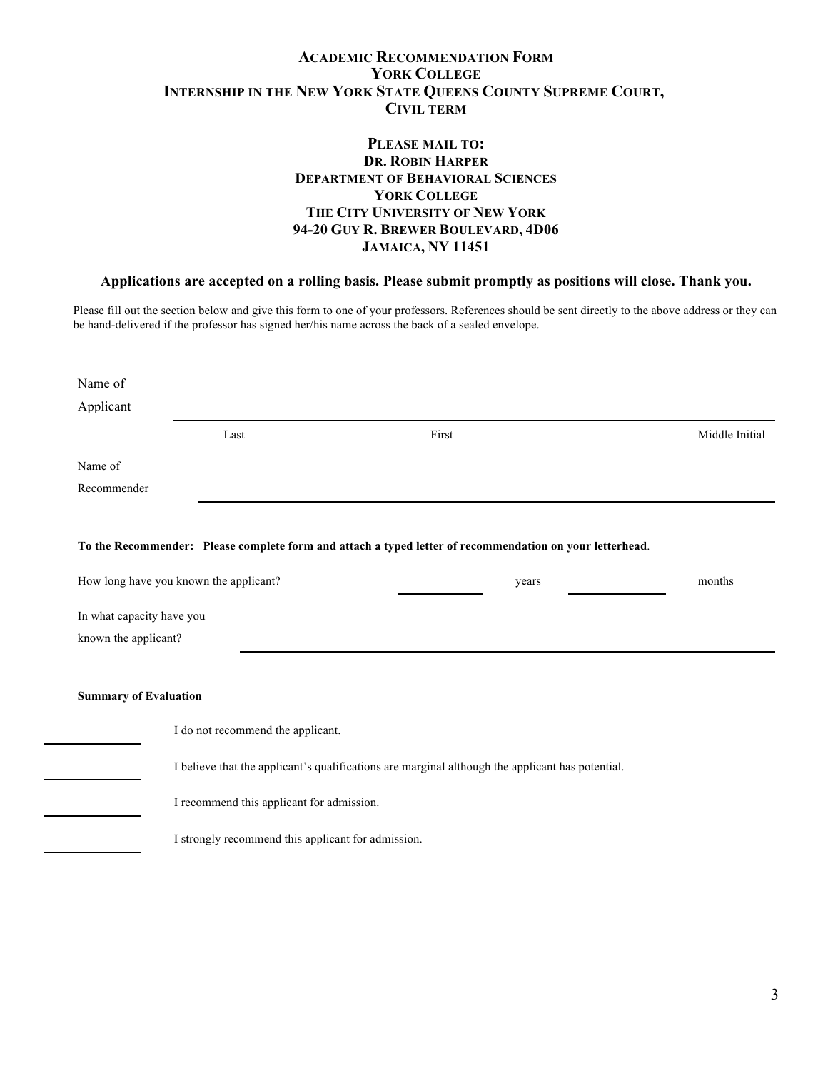# Academic Recommendation Form
# York College
# Internship in the New York State Queens County Supreme Court, Civil Term

**Please mail to:**
**Dr. Robin Harper**
**Department of Behavioral Sciences**
**York College**
**The City University of New York**
**94-20 Guy R. Brewer Boulevard, 4D06**
**Jamaica, NY 11451**

**Applications are accepted on a rolling basis. Please submit promptly as positions will close. Thank you.**

Please fill out the section below and give this form to one of your professors. References should be sent directly to the above address or they can be hand-delivered if the professor has signed her/his name across the back of a sealed envelope.

Name of Applicant ______________________________________________

Last &nbsp;&nbsp;&nbsp;&nbsp;&nbsp;&nbsp;&nbsp;&nbsp; First &nbsp;&nbsp;&nbsp;&nbsp;&nbsp;&nbsp;&nbsp;&nbsp; Middle Initial

Name of Recommender ______________________________________________

**To the Recommender: Please complete form and attach a typed letter of recommendation on your letterhead**.

How long have you known the applicant? __________ years __________ months

In what capacity have you known the applicant? ______________________________________________

**Summary of Evaluation**

__________ I do not recommend the applicant.

__________ I believe that the applicant's qualifications are marginal although the applicant has potential.

__________ I recommend this applicant for admission.

__________ I strongly recommend this applicant for admission.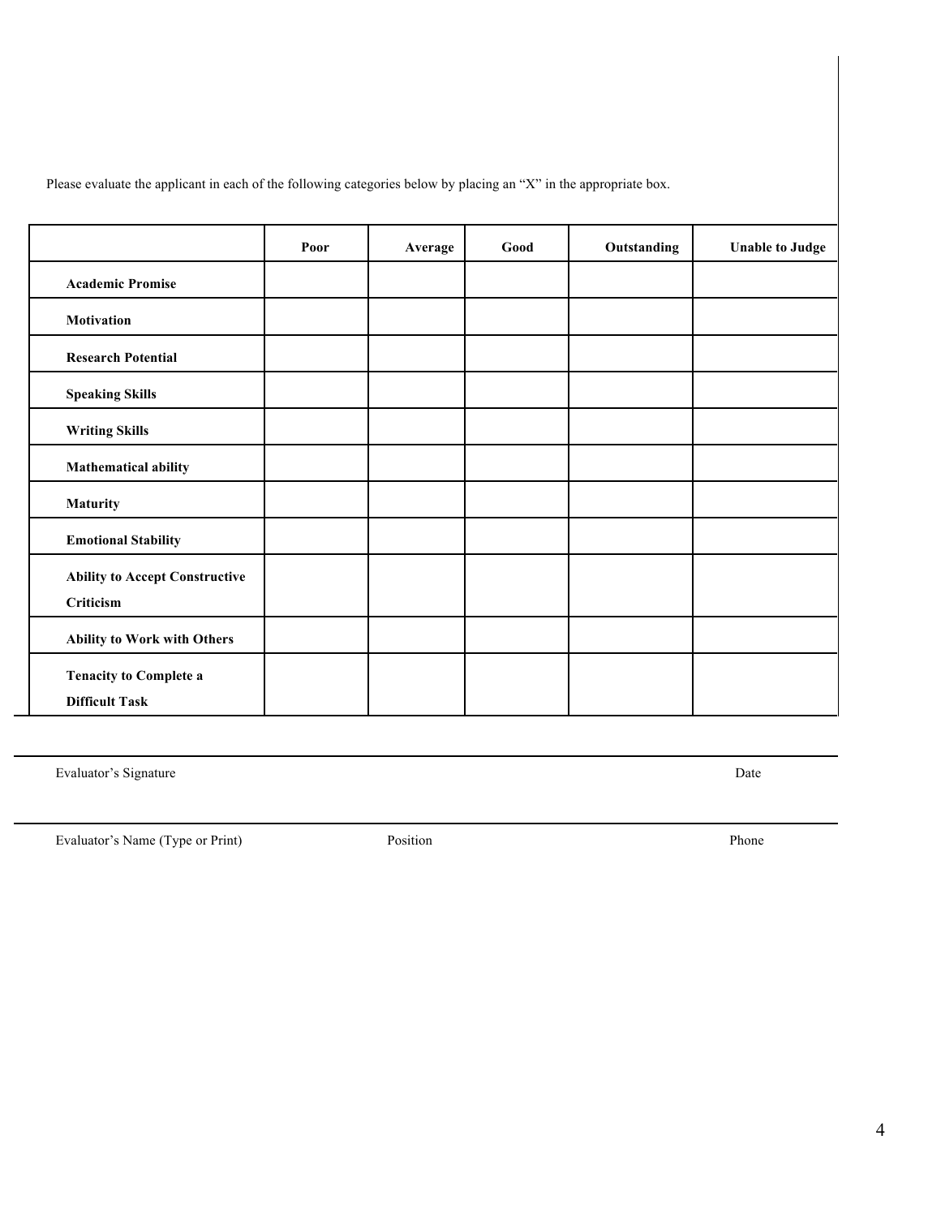Please evaluate the applicant in each of the following categories below by placing an “X” in the appropriate box.

| | Poor | Average | Good | Outstanding | Unable to Judge |
|---|---|---|---|---|---|
| **Academic Promise** | | | | | |
| **Motivation** | | | | | |
| **Research Potential** | | | | | |
| **Speaking Skills** | | | | | |
| **Writing Skills** | | | | | |
| **Mathematical ability** | | | | | |
| **Maturity** | | | | | |
| **Emotional Stability** | | | | | |
| **Ability to Accept Constructive Criticism** | | | | | |
| **Ability to Work with Others** | | | | | |
| **Tenacity to Complete a Difficult Task** | | | | | |

---

Evaluator’s Signature Date

---

Evaluator’s Name (Type or Print) Position Phone